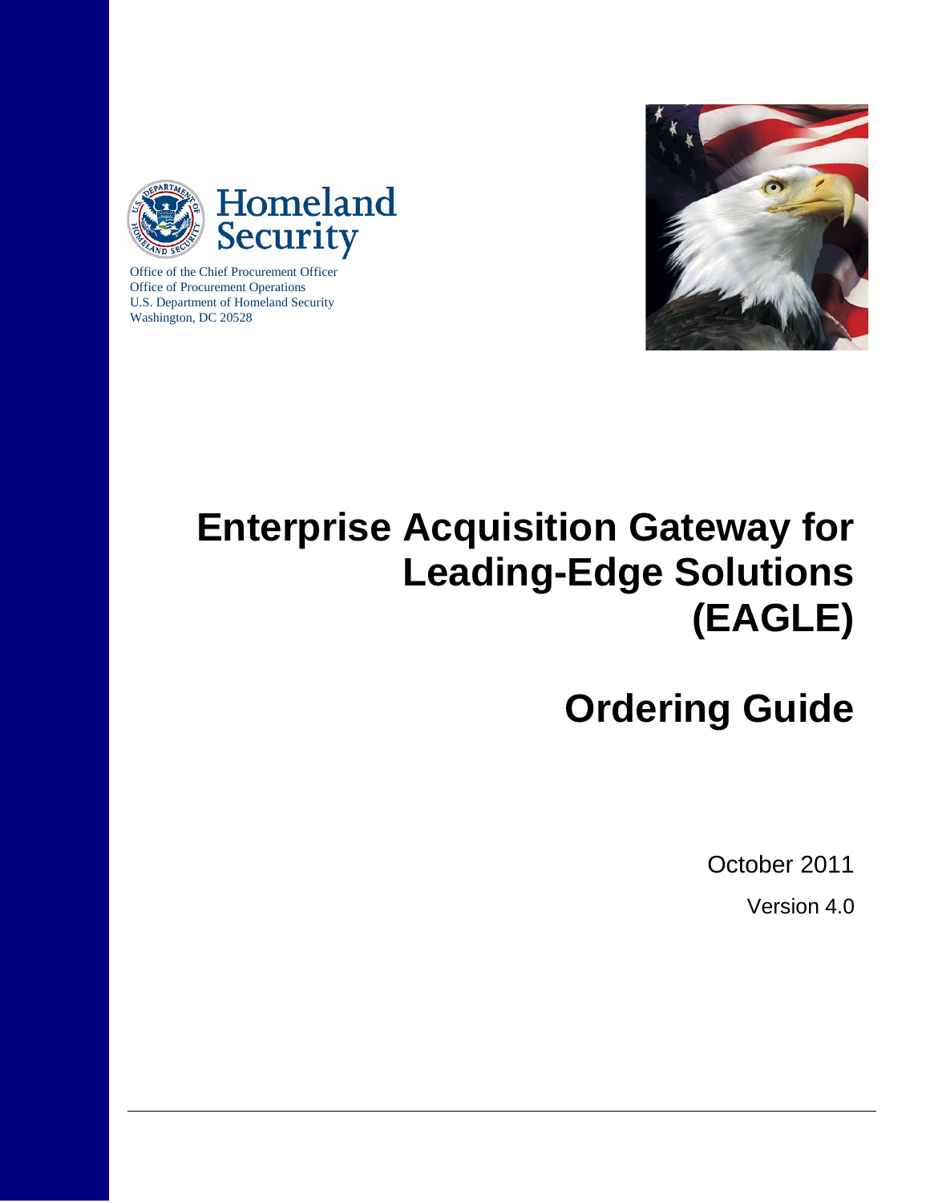Homeland Security

Office of the Chief Procurement Officer
Office of Procurement Operations
U.S. Department of Homeland Security
Washington, DC 20528

# Enterprise Acquisition Gateway for Leading-Edge Solutions (EAGLE)

# Ordering Guide

October 2011

Version 4.0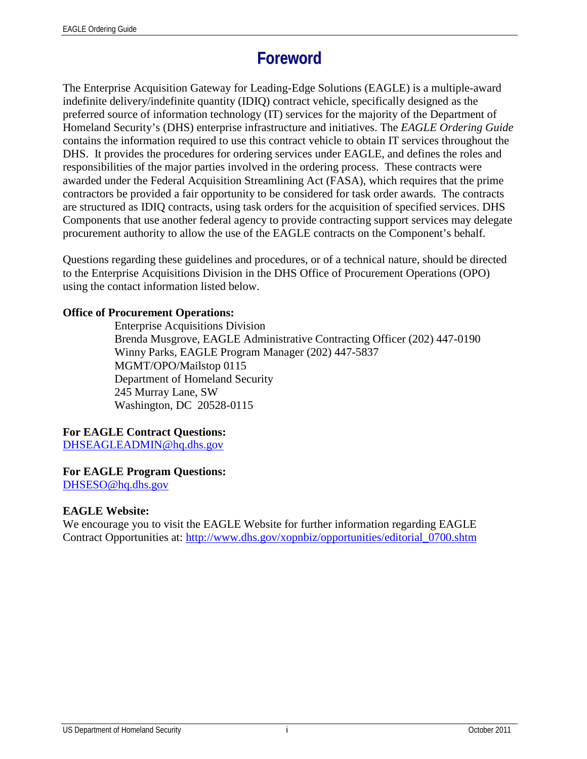# Foreword

The Enterprise Acquisition Gateway for Leading-Edge Solutions (EAGLE) is a multiple-award indefinite delivery/indefinite quantity (IDIQ) contract vehicle, specifically designed as the preferred source of information technology (IT) services for the majority of the Department of Homeland Security's (DHS) enterprise infrastructure and initiatives. The *EAGLE Ordering Guide* contains the information required to use this contract vehicle to obtain IT services throughout the DHS. It provides the procedures for ordering services under EAGLE, and defines the roles and responsibilities of the major parties involved in the ordering process. These contracts were awarded under the Federal Acquisition Streamlining Act (FASA), which requires that the prime contractors be provided a fair opportunity to be considered for task order awards. The contracts are structured as IDIQ contracts, using task orders for the acquisition of specified services. DHS Components that use another federal agency to provide contracting support services may delegate procurement authority to allow the use of the EAGLE contracts on the Component's behalf.

Questions regarding these guidelines and procedures, or of a technical nature, should be directed to the Enterprise Acquisitions Division in the DHS Office of Procurement Operations (OPO) using the contact information listed below.

**Office of Procurement Operations:**

Enterprise Acquisitions Division
Brenda Musgrove, EAGLE Administrative Contracting Officer (202) 447-0190
Winny Parks, EAGLE Program Manager (202) 447-5837
MGMT/OPO/Mailstop 0115
Department of Homeland Security
245 Murray Lane, SW
Washington, DC 20528-0115

**For EAGLE Contract Questions:**
DHSEAGLEADMIN@hq.dhs.gov

**For EAGLE Program Questions:**
DHSESO@hq.dhs.gov

**EAGLE Website:**
We encourage you to visit the EAGLE Website for further information regarding EAGLE Contract Opportunities at: http://www.dhs.gov/xopnbiz/opportunities/editorial_0700.shtm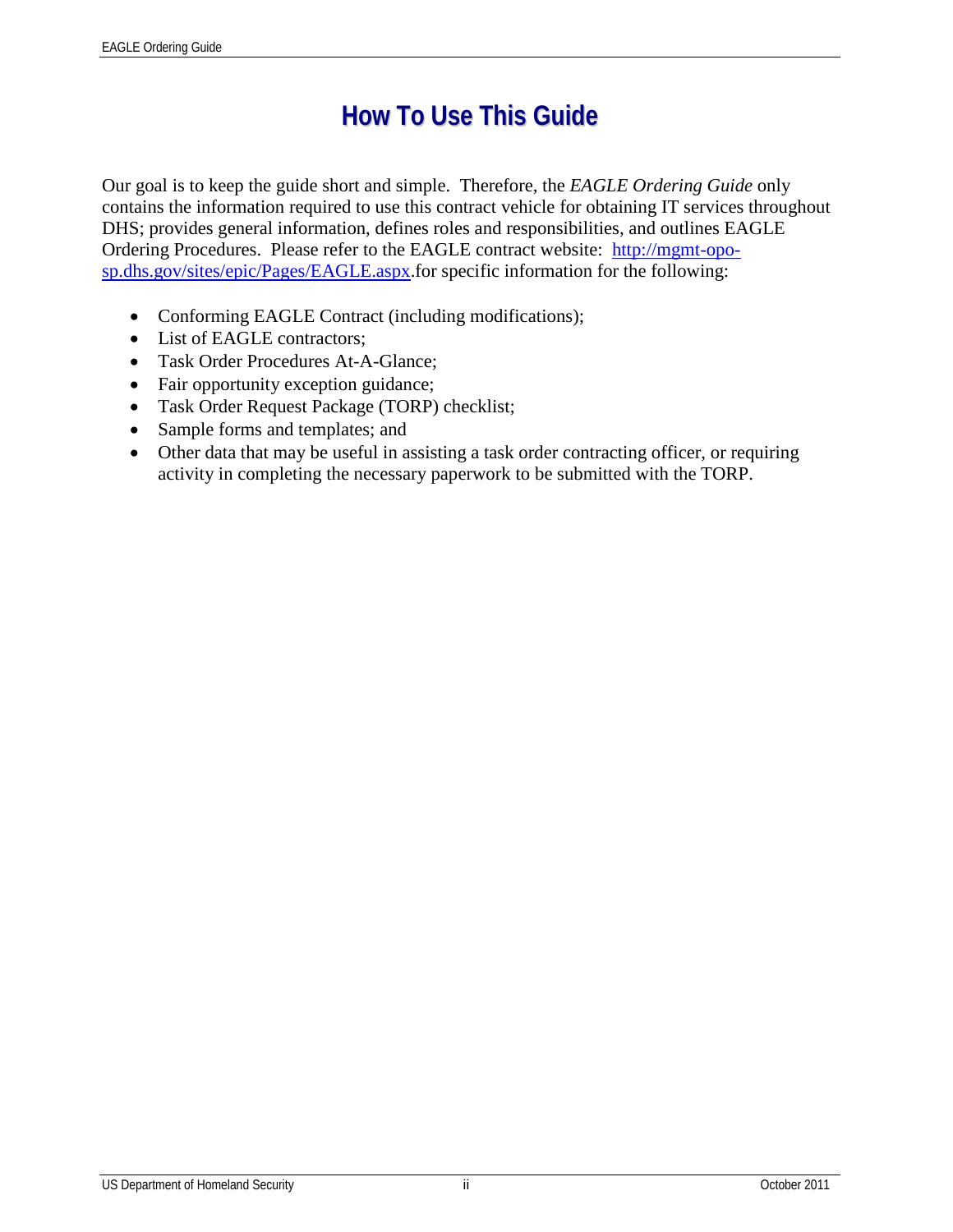# How To Use This Guide

Our goal is to keep the guide short and simple. Therefore, the *EAGLE Ordering Guide* only contains the information required to use this contract vehicle for obtaining IT services throughout DHS; provides general information, defines roles and responsibilities, and outlines EAGLE Ordering Procedures. Please refer to the EAGLE contract website: [http://mgmt-opo-sp.dhs.gov/sites/epic/Pages/EAGLE.aspx](http://mgmt-opo-sp.dhs.gov/sites/epic/Pages/EAGLE.aspx).for specific information for the following:

- Conforming EAGLE Contract (including modifications);
- List of EAGLE contractors;
- Task Order Procedures At-A-Glance;
- Fair opportunity exception guidance;
- Task Order Request Package (TORP) checklist;
- Sample forms and templates; and
- Other data that may be useful in assisting a task order contracting officer, or requiring activity in completing the necessary paperwork to be submitted with the TORP.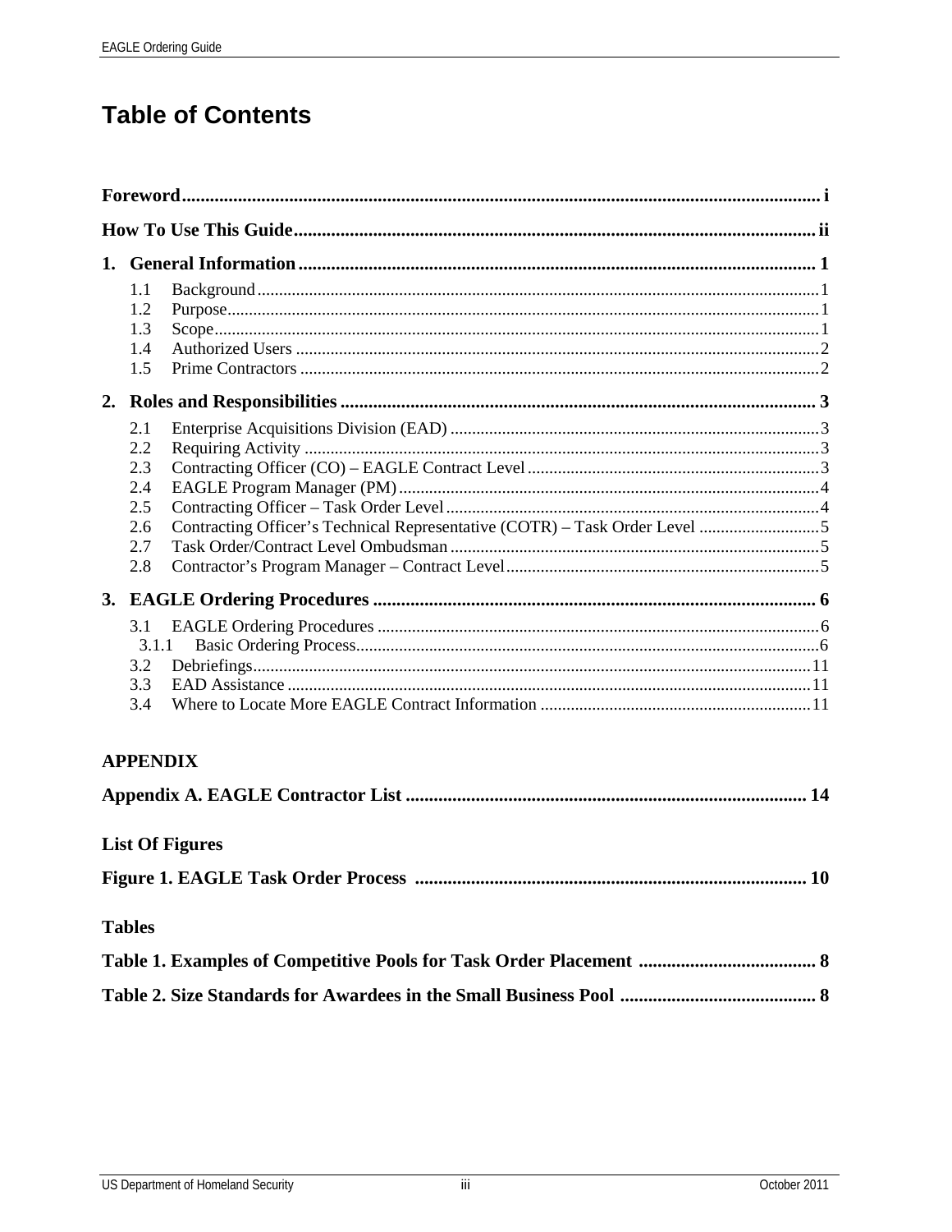# Table of Contents

**Foreword** ..... i

**How To Use This Guide** ..... ii

**1. General Information** ..... 1

- 1.1 Background ..... 1
- 1.2 Purpose ..... 1
- 1.3 Scope ..... 1
- 1.4 Authorized Users ..... 2
- 1.5 Prime Contractors ..... 2

**2. Roles and Responsibilities** ..... 3

- 2.1 Enterprise Acquisitions Division (EAD) ..... 3
- 2.2 Requiring Activity ..... 3
- 2.3 Contracting Officer (CO) – EAGLE Contract Level ..... 3
- 2.4 EAGLE Program Manager (PM) ..... 4
- 2.5 Contracting Officer – Task Order Level ..... 4
- 2.6 Contracting Officer's Technical Representative (COTR) – Task Order Level ..... 5
- 2.7 Task Order/Contract Level Ombudsman ..... 5
- 2.8 Contractor's Program Manager – Contract Level ..... 5

**3. EAGLE Ordering Procedures** ..... 6

- 3.1 EAGLE Ordering Procedures ..... 6
  - 3.1.1 Basic Ordering Process ..... 6
- 3.2 Debriefings ..... 11
- 3.3 EAD Assistance ..... 11
- 3.4 Where to Locate More EAGLE Contract Information ..... 11

**APPENDIX**

**Appendix A. EAGLE Contractor List** ..... 14

**List Of Figures**

**Figure 1. EAGLE Task Order Process** ..... 10

**Tables**

**Table 1. Examples of Competitive Pools for Task Order Placement** ..... 8

**Table 2. Size Standards for Awardees in the Small Business Pool** ..... 8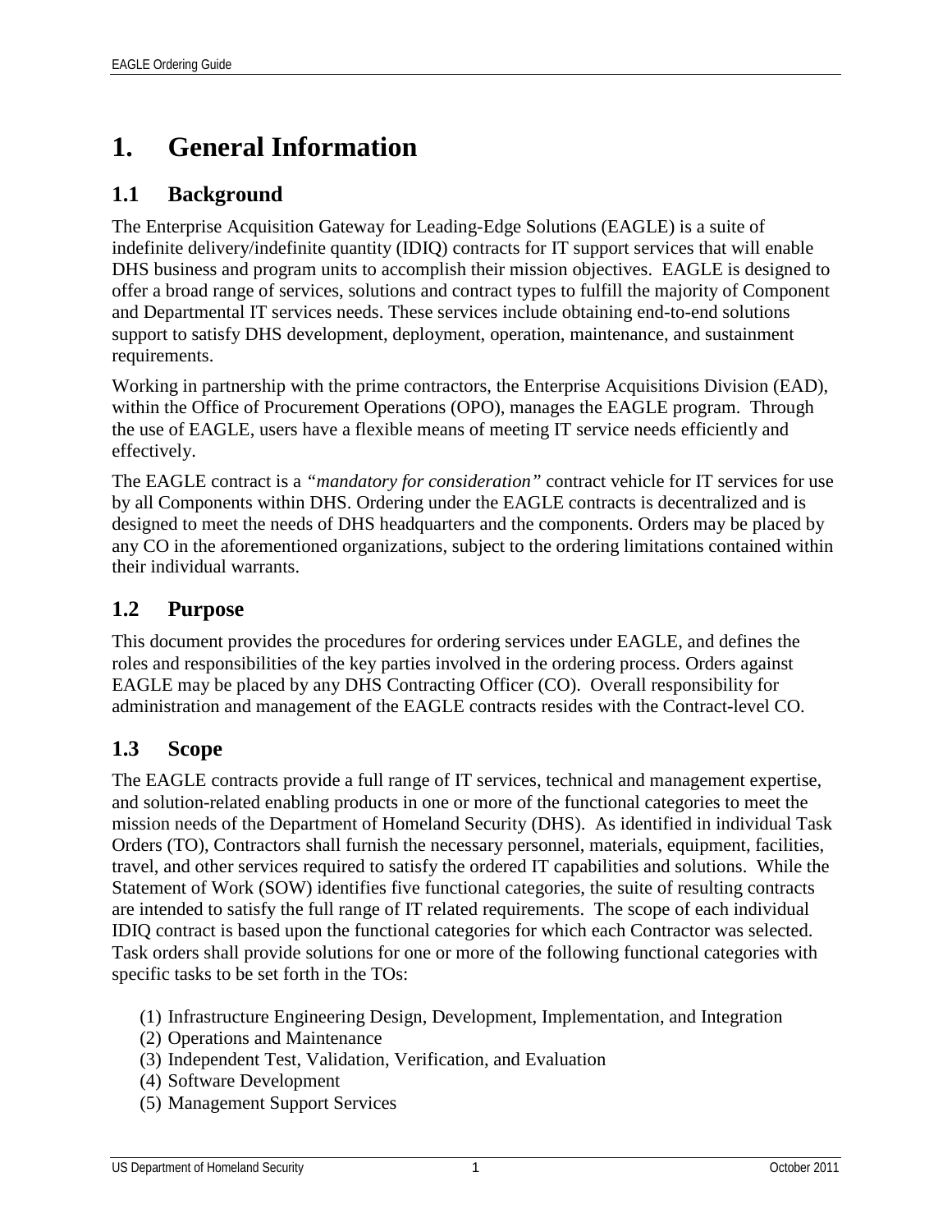# 1. General Information

## 1.1 Background

The Enterprise Acquisition Gateway for Leading-Edge Solutions (EAGLE) is a suite of indefinite delivery/indefinite quantity (IDIQ) contracts for IT support services that will enable DHS business and program units to accomplish their mission objectives. EAGLE is designed to offer a broad range of services, solutions and contract types to fulfill the majority of Component and Departmental IT services needs. These services include obtaining end-to-end solutions support to satisfy DHS development, deployment, operation, maintenance, and sustainment requirements.

Working in partnership with the prime contractors, the Enterprise Acquisitions Division (EAD), within the Office of Procurement Operations (OPO), manages the EAGLE program. Through the use of EAGLE, users have a flexible means of meeting IT service needs efficiently and effectively.

The EAGLE contract is a *"mandatory for consideration"* contract vehicle for IT services for use by all Components within DHS. Ordering under the EAGLE contracts is decentralized and is designed to meet the needs of DHS headquarters and the components. Orders may be placed by any CO in the aforementioned organizations, subject to the ordering limitations contained within their individual warrants.

## 1.2 Purpose

This document provides the procedures for ordering services under EAGLE, and defines the roles and responsibilities of the key parties involved in the ordering process. Orders against EAGLE may be placed by any DHS Contracting Officer (CO). Overall responsibility for administration and management of the EAGLE contracts resides with the Contract-level CO.

## 1.3 Scope

The EAGLE contracts provide a full range of IT services, technical and management expertise, and solution-related enabling products in one or more of the functional categories to meet the mission needs of the Department of Homeland Security (DHS). As identified in individual Task Orders (TO), Contractors shall furnish the necessary personnel, materials, equipment, facilities, travel, and other services required to satisfy the ordered IT capabilities and solutions. While the Statement of Work (SOW) identifies five functional categories, the suite of resulting contracts are intended to satisfy the full range of IT related requirements. The scope of each individual IDIQ contract is based upon the functional categories for which each Contractor was selected. Task orders shall provide solutions for one or more of the following functional categories with specific tasks to be set forth in the TOs:

(1) Infrastructure Engineering Design, Development, Implementation, and Integration
(2) Operations and Maintenance
(3) Independent Test, Validation, Verification, and Evaluation
(4) Software Development
(5) Management Support Services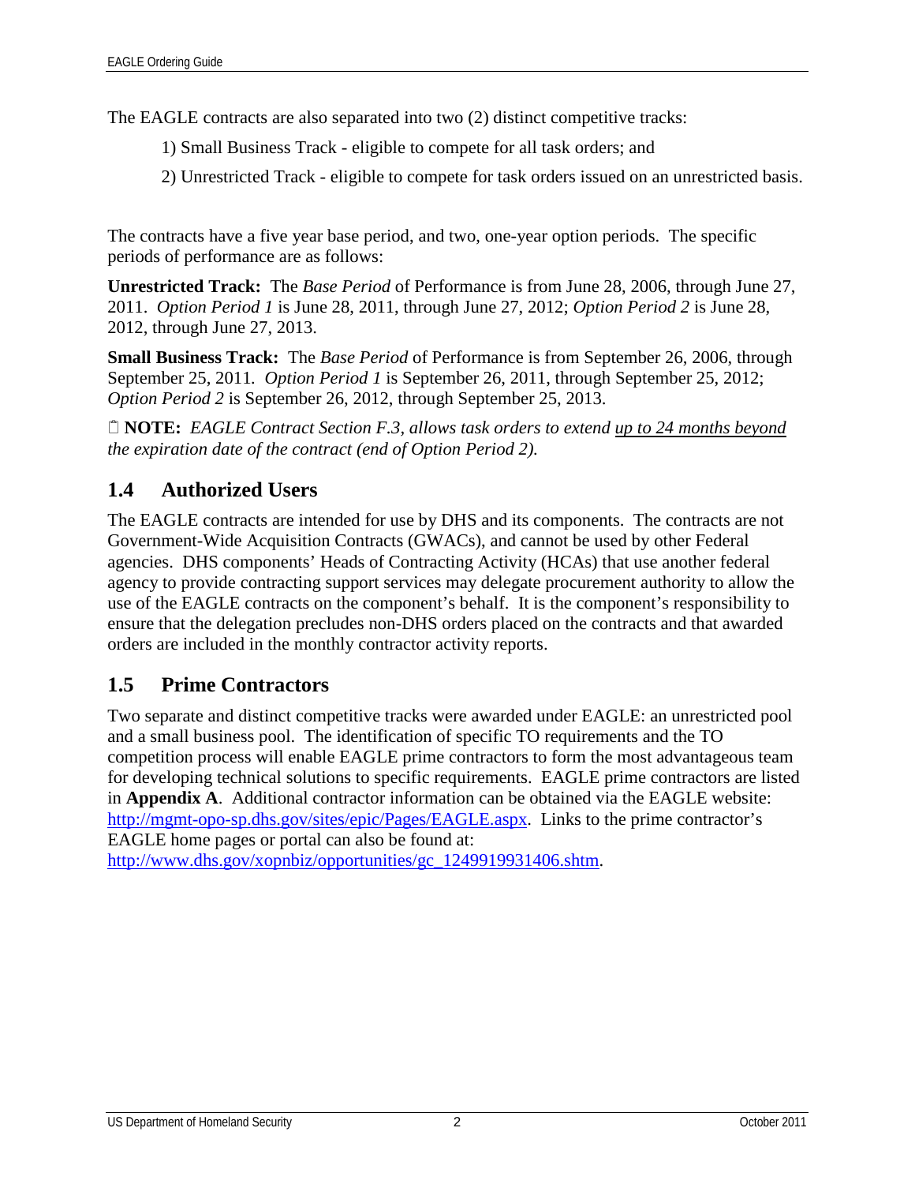The EAGLE contracts are also separated into two (2) distinct competitive tracks:

1) Small Business Track - eligible to compete for all task orders; and

2) Unrestricted Track - eligible to compete for task orders issued on an unrestricted basis.

The contracts have a five year base period, and two, one-year option periods. The specific periods of performance are as follows:

**Unrestricted Track:** The *Base Period* of Performance is from June 28, 2006, through June 27, 2011. *Option Period 1* is June 28, 2011, through June 27, 2012; *Option Period 2* is June 28, 2012, through June 27, 2013.

**Small Business Track:** The *Base Period* of Performance is from September 26, 2006, through September 25, 2011. *Option Period 1* is September 26, 2011, through September 25, 2012; *Option Period 2* is September 26, 2012, through September 25, 2013.

**NOTE:** *EAGLE Contract Section F.3, allows task orders to extend up to 24 months beyond the expiration date of the contract (end of Option Period 2).*

## 1.4 Authorized Users

The EAGLE contracts are intended for use by DHS and its components. The contracts are not Government-Wide Acquisition Contracts (GWACs), and cannot be used by other Federal agencies. DHS components' Heads of Contracting Activity (HCAs) that use another federal agency to provide contracting support services may delegate procurement authority to allow the use of the EAGLE contracts on the component's behalf. It is the component's responsibility to ensure that the delegation precludes non-DHS orders placed on the contracts and that awarded orders are included in the monthly contractor activity reports.

## 1.5 Prime Contractors

Two separate and distinct competitive tracks were awarded under EAGLE: an unrestricted pool and a small business pool. The identification of specific TO requirements and the TO competition process will enable EAGLE prime contractors to form the most advantageous team for developing technical solutions to specific requirements. EAGLE prime contractors are listed in **Appendix A**. Additional contractor information can be obtained via the EAGLE website: http://mgmt-opo-sp.dhs.gov/sites/epic/Pages/EAGLE.aspx. Links to the prime contractor's EAGLE home pages or portal can also be found at: http://www.dhs.gov/xopnbiz/opportunities/gc_1249919931406.shtm.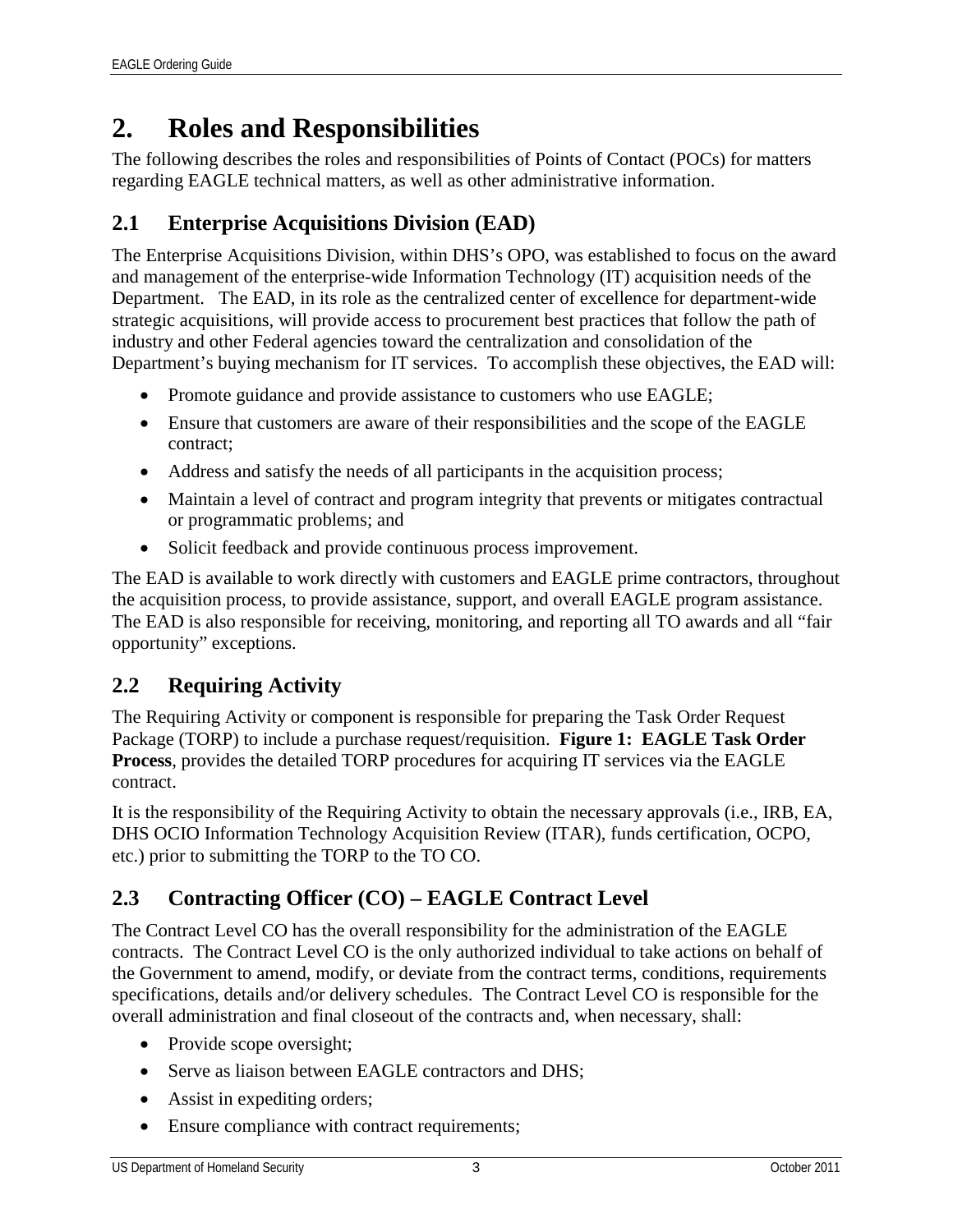# 2. Roles and Responsibilities

The following describes the roles and responsibilities of Points of Contact (POCs) for matters regarding EAGLE technical matters, as well as other administrative information.

## 2.1 Enterprise Acquisitions Division (EAD)

The Enterprise Acquisitions Division, within DHS's OPO, was established to focus on the award and management of the enterprise-wide Information Technology (IT) acquisition needs of the Department. The EAD, in its role as the centralized center of excellence for department-wide strategic acquisitions, will provide access to procurement best practices that follow the path of industry and other Federal agencies toward the centralization and consolidation of the Department's buying mechanism for IT services. To accomplish these objectives, the EAD will:

- Promote guidance and provide assistance to customers who use EAGLE;
- Ensure that customers are aware of their responsibilities and the scope of the EAGLE contract;
- Address and satisfy the needs of all participants in the acquisition process;
- Maintain a level of contract and program integrity that prevents or mitigates contractual or programmatic problems; and
- Solicit feedback and provide continuous process improvement.

The EAD is available to work directly with customers and EAGLE prime contractors, throughout the acquisition process, to provide assistance, support, and overall EAGLE program assistance. The EAD is also responsible for receiving, monitoring, and reporting all TO awards and all "fair opportunity" exceptions.

## 2.2 Requiring Activity

The Requiring Activity or component is responsible for preparing the Task Order Request Package (TORP) to include a purchase request/requisition. **Figure 1: EAGLE Task Order Process**, provides the detailed TORP procedures for acquiring IT services via the EAGLE contract.

It is the responsibility of the Requiring Activity to obtain the necessary approvals (i.e., IRB, EA, DHS OCIO Information Technology Acquisition Review (ITAR), funds certification, OCPO, etc.) prior to submitting the TORP to the TO CO.

## 2.3 Contracting Officer (CO) – EAGLE Contract Level

The Contract Level CO has the overall responsibility for the administration of the EAGLE contracts. The Contract Level CO is the only authorized individual to take actions on behalf of the Government to amend, modify, or deviate from the contract terms, conditions, requirements specifications, details and/or delivery schedules. The Contract Level CO is responsible for the overall administration and final closeout of the contracts and, when necessary, shall:

- Provide scope oversight;
- Serve as liaison between EAGLE contractors and DHS;
- Assist in expediting orders;
- Ensure compliance with contract requirements;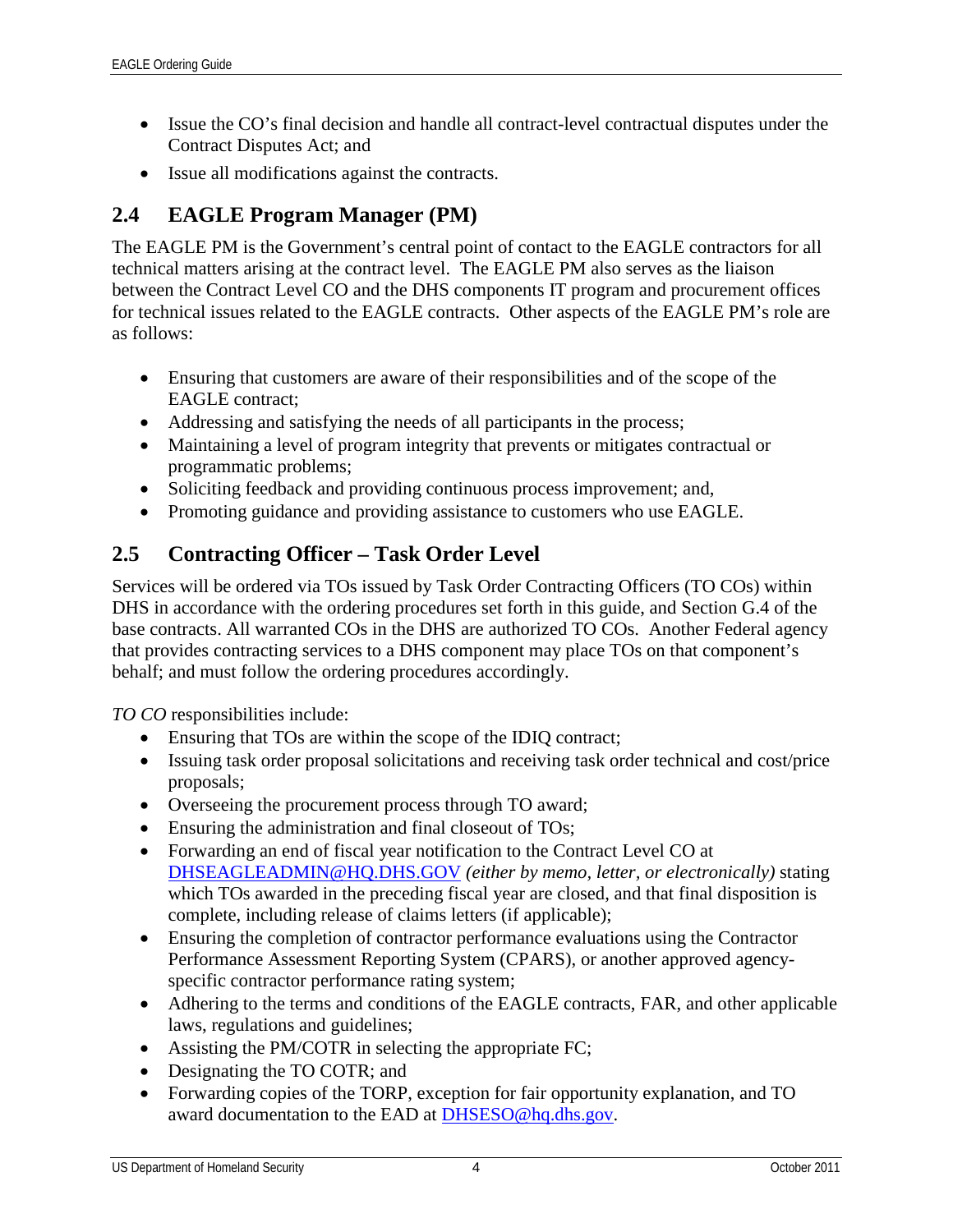- Issue the CO's final decision and handle all contract-level contractual disputes under the Contract Disputes Act; and
- Issue all modifications against the contracts.

## 2.4 EAGLE Program Manager (PM)

The EAGLE PM is the Government's central point of contact to the EAGLE contractors for all technical matters arising at the contract level. The EAGLE PM also serves as the liaison between the Contract Level CO and the DHS components IT program and procurement offices for technical issues related to the EAGLE contracts. Other aspects of the EAGLE PM's role are as follows:

- Ensuring that customers are aware of their responsibilities and of the scope of the EAGLE contract;
- Addressing and satisfying the needs of all participants in the process;
- Maintaining a level of program integrity that prevents or mitigates contractual or programmatic problems;
- Soliciting feedback and providing continuous process improvement; and,
- Promoting guidance and providing assistance to customers who use EAGLE.

## 2.5 Contracting Officer – Task Order Level

Services will be ordered via TOs issued by Task Order Contracting Officers (TO COs) within DHS in accordance with the ordering procedures set forth in this guide, and Section G.4 of the base contracts. All warranted COs in the DHS are authorized TO COs. Another Federal agency that provides contracting services to a DHS component may place TOs on that component's behalf; and must follow the ordering procedures accordingly.

*TO CO* responsibilities include:

- Ensuring that TOs are within the scope of the IDIQ contract;
- Issuing task order proposal solicitations and receiving task order technical and cost/price proposals;
- Overseeing the procurement process through TO award;
- Ensuring the administration and final closeout of TOs;
- Forwarding an end of fiscal year notification to the Contract Level CO at DHSEAGLEADMIN@HQ.DHS.GOV *(either by memo, letter, or electronically)* stating which TOs awarded in the preceding fiscal year are closed, and that final disposition is complete, including release of claims letters (if applicable);
- Ensuring the completion of contractor performance evaluations using the Contractor Performance Assessment Reporting System (CPARS), or another approved agency-specific contractor performance rating system;
- Adhering to the terms and conditions of the EAGLE contracts, FAR, and other applicable laws, regulations and guidelines;
- Assisting the PM/COTR in selecting the appropriate FC;
- Designating the TO COTR; and
- Forwarding copies of the TORP, exception for fair opportunity explanation, and TO award documentation to the EAD at DHSESO@hq.dhs.gov.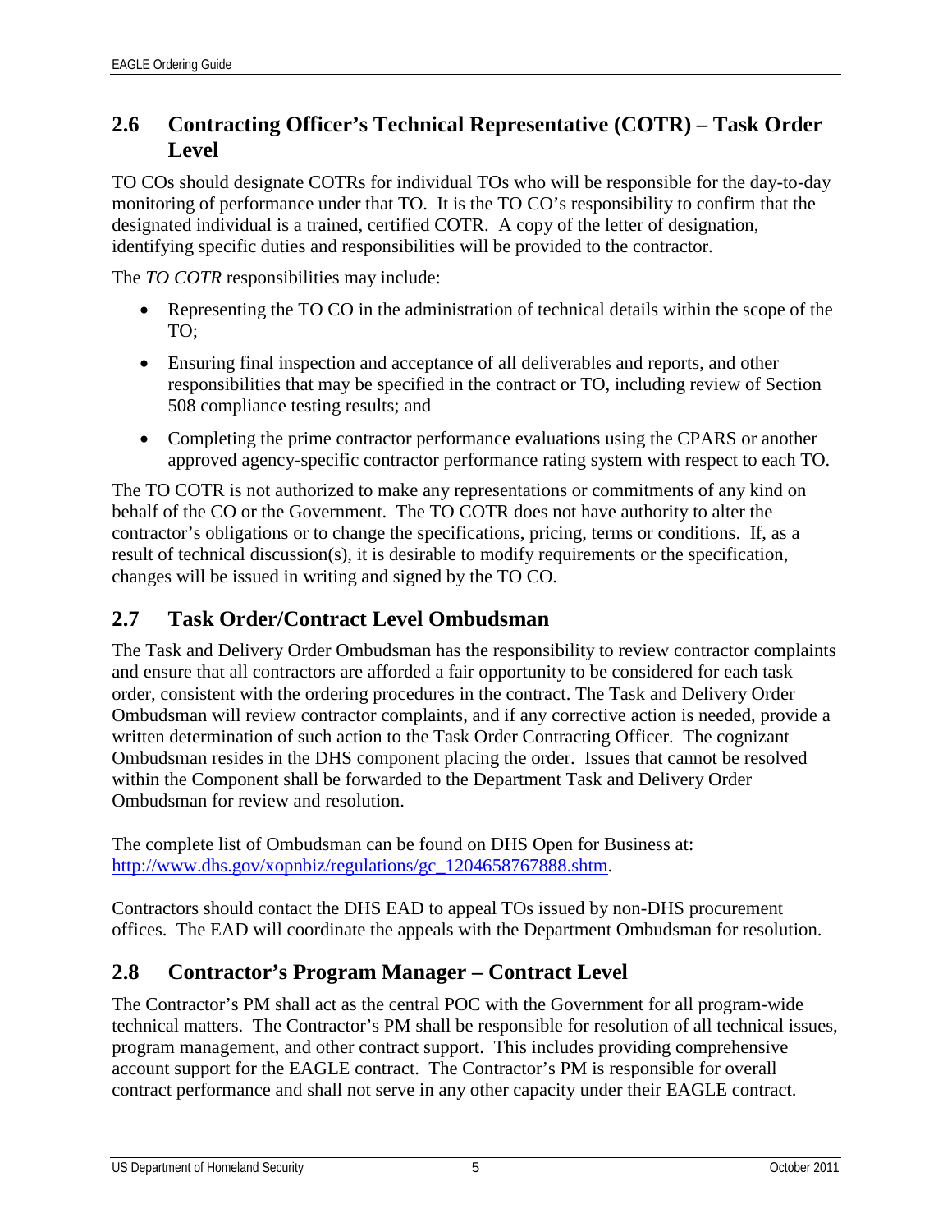## 2.6 Contracting Officer's Technical Representative (COTR) – Task Order Level

TO COs should designate COTRs for individual TOs who will be responsible for the day-to-day monitoring of performance under that TO. It is the TO CO's responsibility to confirm that the designated individual is a trained, certified COTR. A copy of the letter of designation, identifying specific duties and responsibilities will be provided to the contractor.

The *TO COTR* responsibilities may include:

- Representing the TO CO in the administration of technical details within the scope of the TO;
- Ensuring final inspection and acceptance of all deliverables and reports, and other responsibilities that may be specified in the contract or TO, including review of Section 508 compliance testing results; and
- Completing the prime contractor performance evaluations using the CPARS or another approved agency-specific contractor performance rating system with respect to each TO.

The TO COTR is not authorized to make any representations or commitments of any kind on behalf of the CO or the Government. The TO COTR does not have authority to alter the contractor's obligations or to change the specifications, pricing, terms or conditions. If, as a result of technical discussion(s), it is desirable to modify requirements or the specification, changes will be issued in writing and signed by the TO CO.

## 2.7 Task Order/Contract Level Ombudsman

The Task and Delivery Order Ombudsman has the responsibility to review contractor complaints and ensure that all contractors are afforded a fair opportunity to be considered for each task order, consistent with the ordering procedures in the contract. The Task and Delivery Order Ombudsman will review contractor complaints, and if any corrective action is needed, provide a written determination of such action to the Task Order Contracting Officer. The cognizant Ombudsman resides in the DHS component placing the order. Issues that cannot be resolved within the Component shall be forwarded to the Department Task and Delivery Order Ombudsman for review and resolution.

The complete list of Ombudsman can be found on DHS Open for Business at: [http://www.dhs.gov/xopnbiz/regulations/gc_1204658767888.shtm](http://www.dhs.gov/xopnbiz/regulations/gc_1204658767888.shtm).

Contractors should contact the DHS EAD to appeal TOs issued by non-DHS procurement offices. The EAD will coordinate the appeals with the Department Ombudsman for resolution.

## 2.8 Contractor's Program Manager – Contract Level

The Contractor's PM shall act as the central POC with the Government for all program-wide technical matters. The Contractor's PM shall be responsible for resolution of all technical issues, program management, and other contract support. This includes providing comprehensive account support for the EAGLE contract. The Contractor's PM is responsible for overall contract performance and shall not serve in any other capacity under their EAGLE contract.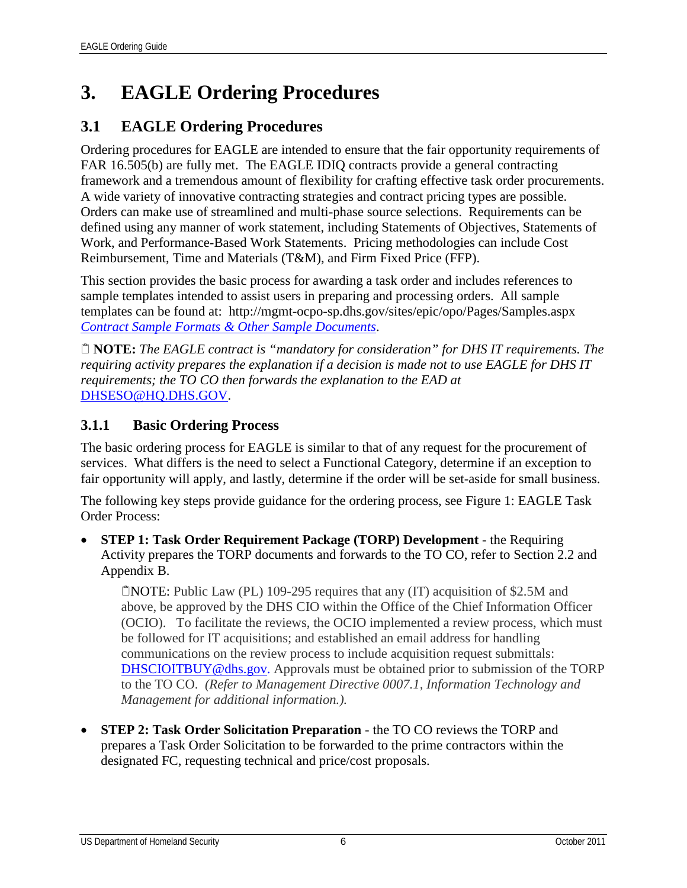# 3. EAGLE Ordering Procedures

## 3.1 EAGLE Ordering Procedures

Ordering procedures for EAGLE are intended to ensure that the fair opportunity requirements of FAR 16.505(b) are fully met. The EAGLE IDIQ contracts provide a general contracting framework and a tremendous amount of flexibility for crafting effective task order procurements. A wide variety of innovative contracting strategies and contract pricing types are possible. Orders can make use of streamlined and multi-phase source selections. Requirements can be defined using any manner of work statement, including Statements of Objectives, Statements of Work, and Performance-Based Work Statements. Pricing methodologies can include Cost Reimbursement, Time and Materials (T&M), and Firm Fixed Price (FFP).

This section provides the basic process for awarding a task order and includes references to sample templates intended to assist users in preparing and processing orders. All sample templates can be found at: http://mgmt-ocpo-sp.dhs.gov/sites/epic/opo/Pages/Samples.aspx *Contract Sample Formats & Other Sample Documents*.

**NOTE:** *The EAGLE contract is "mandatory for consideration" for DHS IT requirements. The requiring activity prepares the explanation if a decision is made not to use EAGLE for DHS IT requirements; the TO CO then forwards the explanation to the EAD at* DHSESO@HQ.DHS.GOV.

### 3.1.1 Basic Ordering Process

The basic ordering process for EAGLE is similar to that of any request for the procurement of services. What differs is the need to select a Functional Category, determine if an exception to fair opportunity will apply, and lastly, determine if the order will be set-aside for small business.

The following key steps provide guidance for the ordering process, see Figure 1: EAGLE Task Order Process:

- **STEP 1: Task Order Requirement Package (TORP) Development** - the Requiring Activity prepares the TORP documents and forwards to the TO CO, refer to Section 2.2 and Appendix B.

  NOTE: Public Law (PL) 109-295 requires that any (IT) acquisition of $2.5M and above, be approved by the DHS CIO within the Office of the Chief Information Officer (OCIO). To facilitate the reviews, the OCIO implemented a review process, which must be followed for IT acquisitions; and established an email address for handling communications on the review process to include acquisition request submittals: DHSCIOITBUY@dhs.gov. Approvals must be obtained prior to submission of the TORP to the TO CO. *(Refer to Management Directive 0007.1, Information Technology and Management for additional information.).*

- **STEP 2: Task Order Solicitation Preparation** - the TO CO reviews the TORP and prepares a Task Order Solicitation to be forwarded to the prime contractors within the designated FC, requesting technical and price/cost proposals.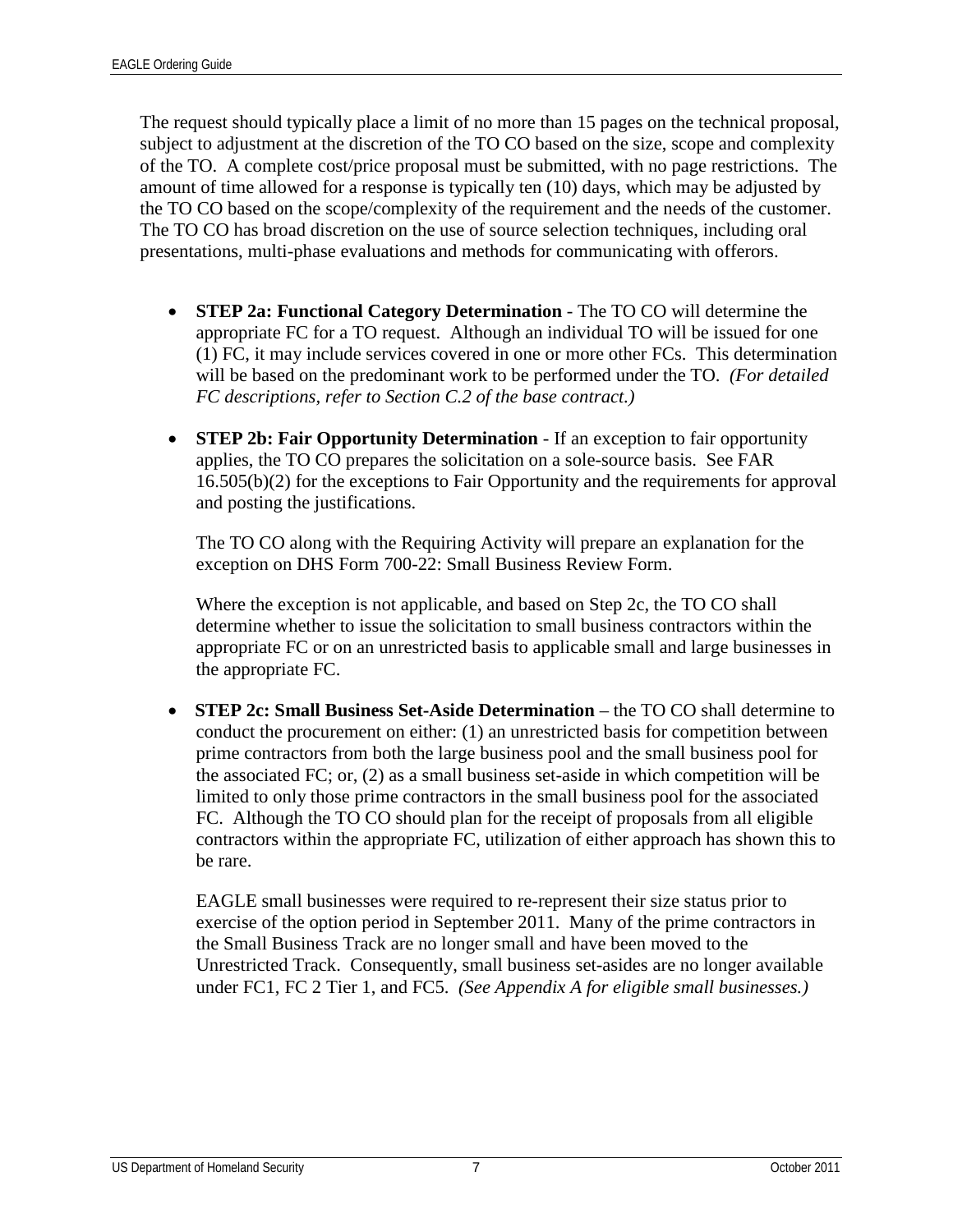The request should typically place a limit of no more than 15 pages on the technical proposal, subject to adjustment at the discretion of the TO CO based on the size, scope and complexity of the TO. A complete cost/price proposal must be submitted, with no page restrictions. The amount of time allowed for a response is typically ten (10) days, which may be adjusted by the TO CO based on the scope/complexity of the requirement and the needs of the customer. The TO CO has broad discretion on the use of source selection techniques, including oral presentations, multi-phase evaluations and methods for communicating with offerors.

- **STEP 2a: Functional Category Determination** - The TO CO will determine the appropriate FC for a TO request. Although an individual TO will be issued for one (1) FC, it may include services covered in one or more other FCs. This determination will be based on the predominant work to be performed under the TO. *(For detailed FC descriptions, refer to Section C.2 of the base contract.)*

- **STEP 2b: Fair Opportunity Determination** - If an exception to fair opportunity applies, the TO CO prepares the solicitation on a sole-source basis. See FAR 16.505(b)(2) for the exceptions to Fair Opportunity and the requirements for approval and posting the justifications.

  The TO CO along with the Requiring Activity will prepare an explanation for the exception on DHS Form 700-22: Small Business Review Form.

  Where the exception is not applicable, and based on Step 2c, the TO CO shall determine whether to issue the solicitation to small business contractors within the appropriate FC or on an unrestricted basis to applicable small and large businesses in the appropriate FC.

- **STEP 2c: Small Business Set-Aside Determination** – the TO CO shall determine to conduct the procurement on either: (1) an unrestricted basis for competition between prime contractors from both the large business pool and the small business pool for the associated FC; or, (2) as a small business set-aside in which competition will be limited to only those prime contractors in the small business pool for the associated FC. Although the TO CO should plan for the receipt of proposals from all eligible contractors within the appropriate FC, utilization of either approach has shown this to be rare.

  EAGLE small businesses were required to re-represent their size status prior to exercise of the option period in September 2011. Many of the prime contractors in the Small Business Track are no longer small and have been moved to the Unrestricted Track. Consequently, small business set-asides are no longer available under FC1, FC 2 Tier 1, and FC5. *(See Appendix A for eligible small businesses.)*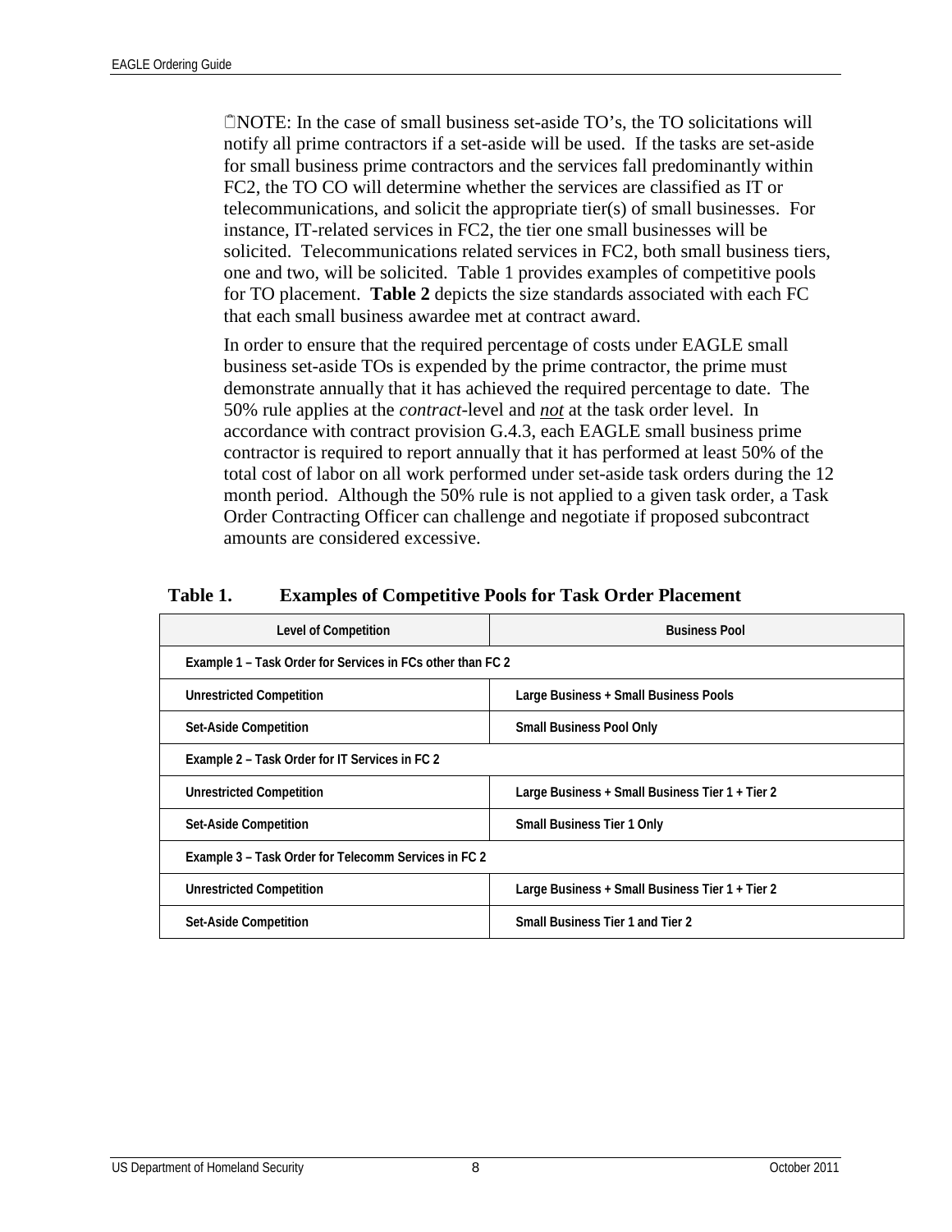☐NOTE: In the case of small business set-aside TO's, the TO solicitations will notify all prime contractors if a set-aside will be used. If the tasks are set-aside for small business prime contractors and the services fall predominantly within FC2, the TO CO will determine whether the services are classified as IT or telecommunications, and solicit the appropriate tier(s) of small businesses. For instance, IT-related services in FC2, the tier one small businesses will be solicited. Telecommunications related services in FC2, both small business tiers, one and two, will be solicited. Table 1 provides examples of competitive pools for TO placement. **Table 2** depicts the size standards associated with each FC that each small business awardee met at contract award.

In order to ensure that the required percentage of costs under EAGLE small business set-aside TOs is expended by the prime contractor, the prime must demonstrate annually that it has achieved the required percentage to date. The 50% rule applies at the *contract*-level and ***not*** at the task order level. In accordance with contract provision G.4.3, each EAGLE small business prime contractor is required to report annually that it has performed at least 50% of the total cost of labor on all work performed under set-aside task orders during the 12 month period. Although the 50% rule is not applied to a given task order, a Task Order Contracting Officer can challenge and negotiate if proposed subcontract amounts are considered excessive.

**Table 1. Examples of Competitive Pools for Task Order Placement**

| Level of Competition | Business Pool |
|---|---|
| **Example 1 – Task Order for Services in FCs other than FC 2** | |
| **Unrestricted Competition** | **Large Business + Small Business Pools** |
| **Set-Aside Competition** | **Small Business Pool Only** |
| **Example 2 – Task Order for IT Services in FC 2** | |
| **Unrestricted Competition** | **Large Business + Small Business Tier 1 + Tier 2** |
| **Set-Aside Competition** | **Small Business Tier 1 Only** |
| **Example 3 – Task Order for Telecomm Services in FC 2** | |
| **Unrestricted Competition** | **Large Business + Small Business Tier 1 + Tier 2** |
| **Set-Aside Competition** | **Small Business Tier 1 and Tier 2** |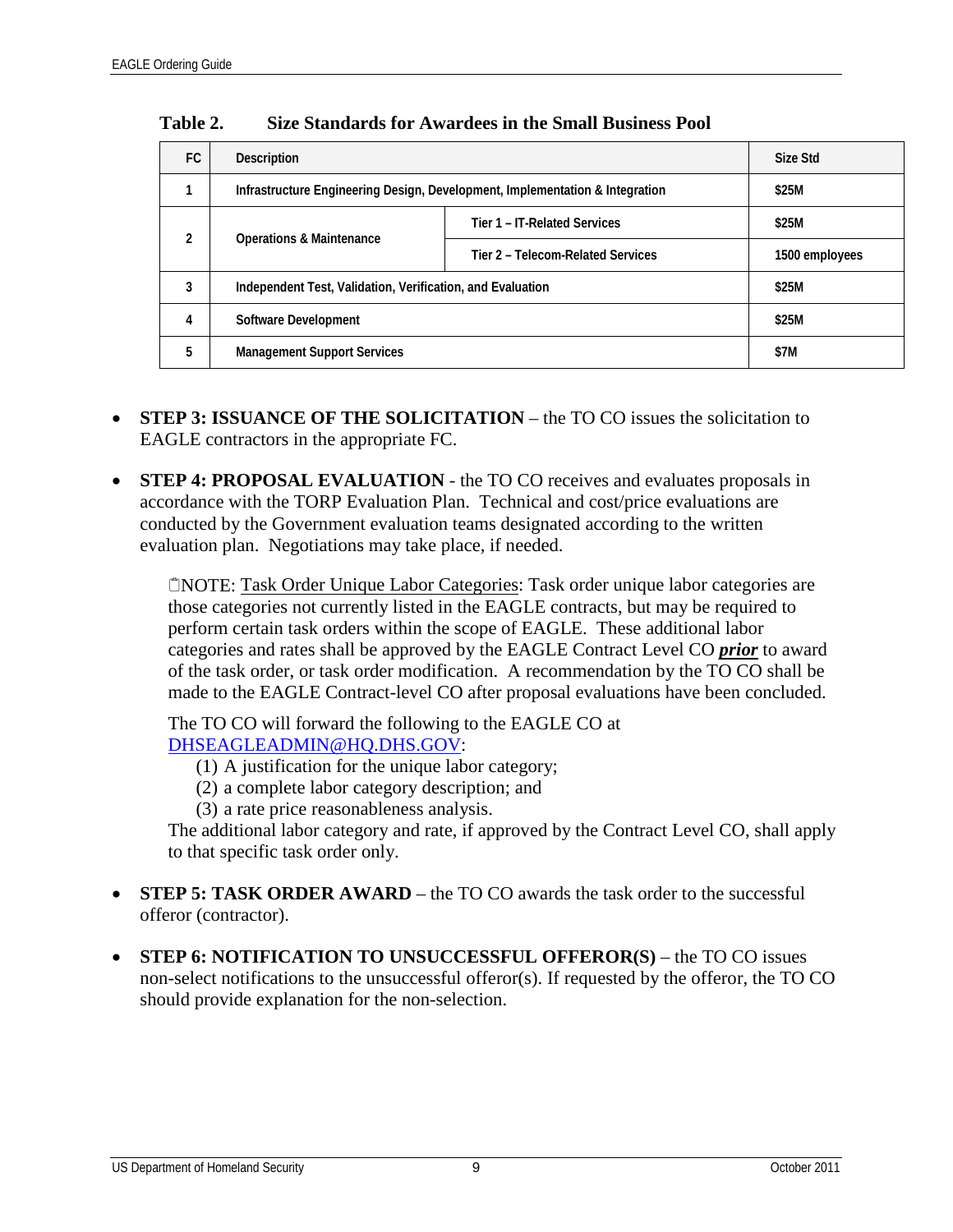**Table 2. Size Standards for Awardees in the Small Business Pool**

| FC | Description | | Size Std |
|---|---|---|---|
| 1 | Infrastructure Engineering Design, Development, Implementation & Integration | | $25M |
| 2 | Operations & Maintenance | Tier 1 – IT-Related Services | $25M |
| | | Tier 2 – Telecom-Related Services | 1500 employees |
| 3 | Independent Test, Validation, Verification, and Evaluation | | $25M |
| 4 | Software Development | | $25M |
| 5 | Management Support Services | | $7M |

- **STEP 3: ISSUANCE OF THE SOLICITATION** – the TO CO issues the solicitation to EAGLE contractors in the appropriate FC.

- **STEP 4: PROPOSAL EVALUATION** - the TO CO receives and evaluates proposals in accordance with the TORP Evaluation Plan. Technical and cost/price evaluations are conducted by the Government evaluation teams designated according to the written evaluation plan. Negotiations may take place, if needed.

  NOTE: Task Order Unique Labor Categories: Task order unique labor categories are those categories not currently listed in the EAGLE contracts, but may be required to perform certain task orders within the scope of EAGLE. These additional labor categories and rates shall be approved by the EAGLE Contract Level CO ***prior*** to award of the task order, or task order modification. A recommendation by the TO CO shall be made to the EAGLE Contract-level CO after proposal evaluations have been concluded.

  The TO CO will forward the following to the EAGLE CO at DHSEAGLEADMIN@HQ.DHS.GOV:

  (1) A justification for the unique labor category;
  (2) a complete labor category description; and
  (3) a rate price reasonableness analysis.

  The additional labor category and rate, if approved by the Contract Level CO, shall apply to that specific task order only.

- **STEP 5: TASK ORDER AWARD** – the TO CO awards the task order to the successful offeror (contractor).

- **STEP 6: NOTIFICATION TO UNSUCCESSFUL OFFEROR(S)** – the TO CO issues non-select notifications to the unsuccessful offeror(s). If requested by the offeror, the TO CO should provide explanation for the non-selection.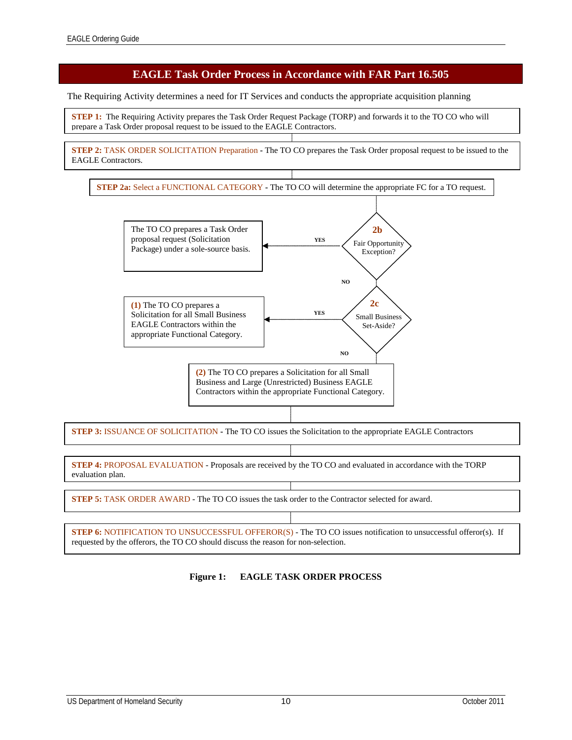## EAGLE Task Order Process in Accordance with FAR Part 16.505

The Requiring Activity determines a need for IT Services and conducts the appropriate acquisition planning

**STEP 1:** The Requiring Activity prepares the Task Order Request Package (TORP) and forwards it to the TO CO who will prepare a Task Order proposal request to be issued to the EAGLE Contractors.

**STEP 2:** TASK ORDER SOLICITATION Preparation - The TO CO prepares the Task Order proposal request to be issued to the EAGLE Contractors.

**STEP 2a:** Select a FUNCTIONAL CATEGORY - The TO CO will determine the appropriate FC for a TO request.

**2b** Fair Opportunity Exception?

- YES: The TO CO prepares a Task Order proposal request (Solicitation Package) under a sole-source basis.
- NO: go to 2c

**2c** Small Business Set-Aside?

- YES: **(1)** The TO CO prepares a Solicitation for all Small Business EAGLE Contractors within the appropriate Functional Category.
- NO: **(2)** The TO CO prepares a Solicitation for all Small Business and Large (Unrestricted) Business EAGLE Contractors within the appropriate Functional Category.

**STEP 3:** ISSUANCE OF SOLICITATION - The TO CO issues the Solicitation to the appropriate EAGLE Contractors

**STEP 4:** PROPOSAL EVALUATION - Proposals are received by the TO CO and evaluated in accordance with the TORP evaluation plan.

**STEP 5:** TASK ORDER AWARD - The TO CO issues the task order to the Contractor selected for award.

**STEP 6:** NOTIFICATION TO UNSUCCESSFUL OFFEROR(S) - The TO CO issues notification to unsuccessful offeror(s). If requested by the offerors, the TO CO should discuss the reason for non-selection.

**Figure 1: EAGLE TASK ORDER PROCESS**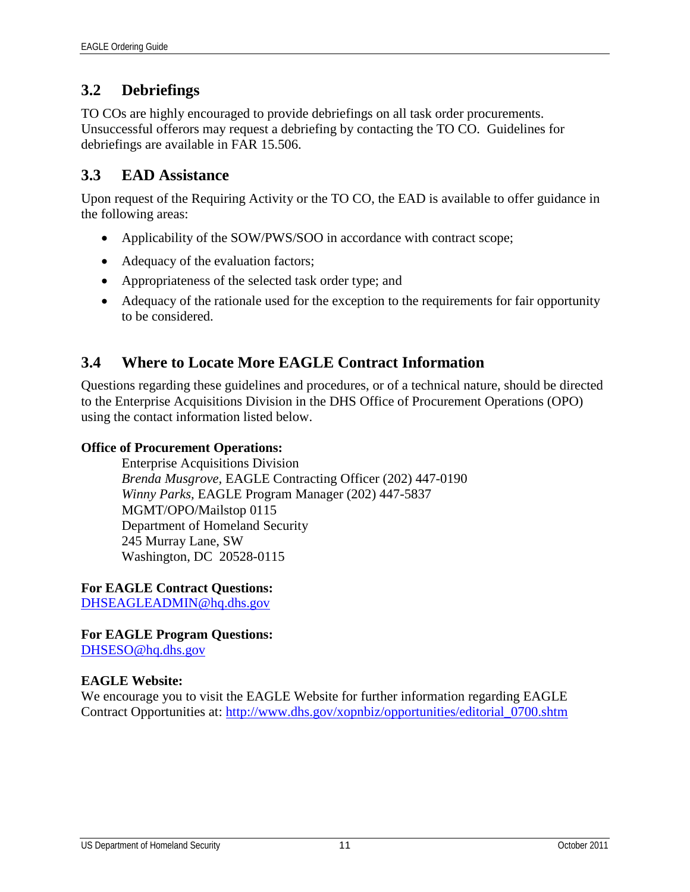## 3.2 Debriefings

TO COs are highly encouraged to provide debriefings on all task order procurements. Unsuccessful offerors may request a debriefing by contacting the TO CO. Guidelines for debriefings are available in FAR 15.506.

## 3.3 EAD Assistance

Upon request of the Requiring Activity or the TO CO, the EAD is available to offer guidance in the following areas:

- Applicability of the SOW/PWS/SOO in accordance with contract scope;
- Adequacy of the evaluation factors;
- Appropriateness of the selected task order type; and
- Adequacy of the rationale used for the exception to the requirements for fair opportunity to be considered.

## 3.4 Where to Locate More EAGLE Contract Information

Questions regarding these guidelines and procedures, or of a technical nature, should be directed to the Enterprise Acquisitions Division in the DHS Office of Procurement Operations (OPO) using the contact information listed below.

**Office of Procurement Operations:**

Enterprise Acquisitions Division
*Brenda Musgrove*, EAGLE Contracting Officer (202) 447-0190
*Winny Parks*, EAGLE Program Manager (202) 447-5837
MGMT/OPO/Mailstop 0115
Department of Homeland Security
245 Murray Lane, SW
Washington, DC 20528-0115

**For EAGLE Contract Questions:**
DHSEAGLEADMIN@hq.dhs.gov

**For EAGLE Program Questions:**
DHSESO@hq.dhs.gov

**EAGLE Website:**
We encourage you to visit the EAGLE Website for further information regarding EAGLE Contract Opportunities at: http://www.dhs.gov/xopnbiz/opportunities/editorial_0700.shtm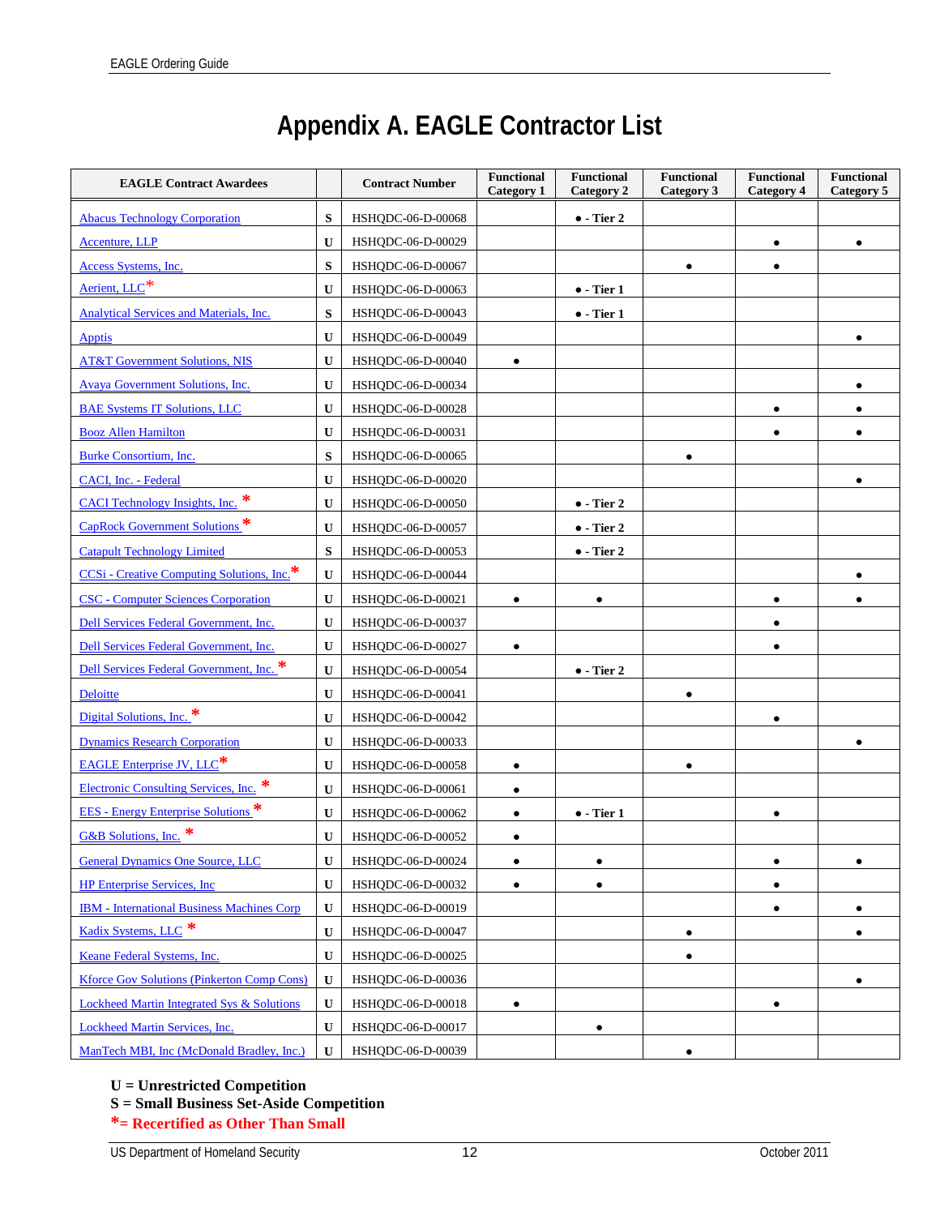# Appendix A. EAGLE Contractor List

| EAGLE Contract Awardees | | Contract Number | Functional Category 1 | Functional Category 2 | Functional Category 3 | Functional Category 4 | Functional Category 5 |
|---|---|---|---|---|---|---|---|
| Abacus Technology Corporation | S | HSHQDC-06-D-00068 | | • - Tier 2 | | | |
| Accenture, LLP | U | HSHQDC-06-D-00029 | | | | • | • |
| Access Systems, Inc. | S | HSHQDC-06-D-00067 | | | • | • | |
| Aerient, LLC* | U | HSHQDC-06-D-00063 | | • - Tier 1 | | | |
| Analytical Services and Materials, Inc. | S | HSHQDC-06-D-00043 | | • - Tier 1 | | | |
| Apptis | U | HSHQDC-06-D-00049 | | | | | • |
| AT&T Government Solutions, NIS | U | HSHQDC-06-D-00040 | • | | | | |
| Avaya Government Solutions, Inc. | U | HSHQDC-06-D-00034 | | | | | • |
| BAE Systems IT Solutions, LLC | U | HSHQDC-06-D-00028 | | | | • | • |
| Booz Allen Hamilton | U | HSHQDC-06-D-00031 | | | | • | • |
| Burke Consortium, Inc. | S | HSHQDC-06-D-00065 | | | • | | |
| CACI, Inc. - Federal | U | HSHQDC-06-D-00020 | | | | | • |
| CACI Technology Insights, Inc. * | U | HSHQDC-06-D-00050 | | • - Tier 2 | | | |
| CapRock Government Solutions * | U | HSHQDC-06-D-00057 | | • - Tier 2 | | | |
| Catapult Technology Limited | S | HSHQDC-06-D-00053 | | • - Tier 2 | | | |
| CCSi - Creative Computing Solutions, Inc.* | U | HSHQDC-06-D-00044 | | | | | • |
| CSC - Computer Sciences Corporation | U | HSHQDC-06-D-00021 | • | • | | • | • |
| Dell Services Federal Government, Inc. | U | HSHQDC-06-D-00037 | | | | • | |
| Dell Services Federal Government, Inc. | U | HSHQDC-06-D-00027 | • | | | • | |
| Dell Services Federal Government, Inc. * | U | HSHQDC-06-D-00054 | | • - Tier 2 | | | |
| Deloitte | U | HSHQDC-06-D-00041 | | | • | | |
| Digital Solutions, Inc. * | U | HSHQDC-06-D-00042 | | | | • | |
| Dynamics Research Corporation | U | HSHQDC-06-D-00033 | | | | | • |
| EAGLE Enterprise JV, LLC* | U | HSHQDC-06-D-00058 | • | | • | | |
| Electronic Consulting Services, Inc. * | U | HSHQDC-06-D-00061 | • | | | | |
| EES - Energy Enterprise Solutions * | U | HSHQDC-06-D-00062 | • | • - Tier 1 | | • | |
| G&B Solutions, Inc. * | U | HSHQDC-06-D-00052 | • | | | | |
| General Dynamics One Source, LLC | U | HSHQDC-06-D-00024 | • | • | | • | • |
| HP Enterprise Services, Inc | U | HSHQDC-06-D-00032 | • | • | | • | |
| IBM - International Business Machines Corp | U | HSHQDC-06-D-00019 | | | | • | • |
| Kadix Systems, LLC * | U | HSHQDC-06-D-00047 | | | • | | • |
| Keane Federal Systems, Inc. | U | HSHQDC-06-D-00025 | | | • | | |
| Kforce Gov Solutions (Pinkerton Comp Cons) | U | HSHQDC-06-D-00036 | | | | | • |
| Lockheed Martin Integrated Sys & Solutions | U | HSHQDC-06-D-00018 | • | | | • | |
| Lockheed Martin Services, Inc. | U | HSHQDC-06-D-00017 | | • | | | |
| ManTech MBI, Inc (McDonald Bradley, Inc.) | U | HSHQDC-06-D-00039 | | | • | | |

**U = Unrestricted Competition**
**S = Small Business Set-Aside Competition**
***= Recertified as Other Than Small**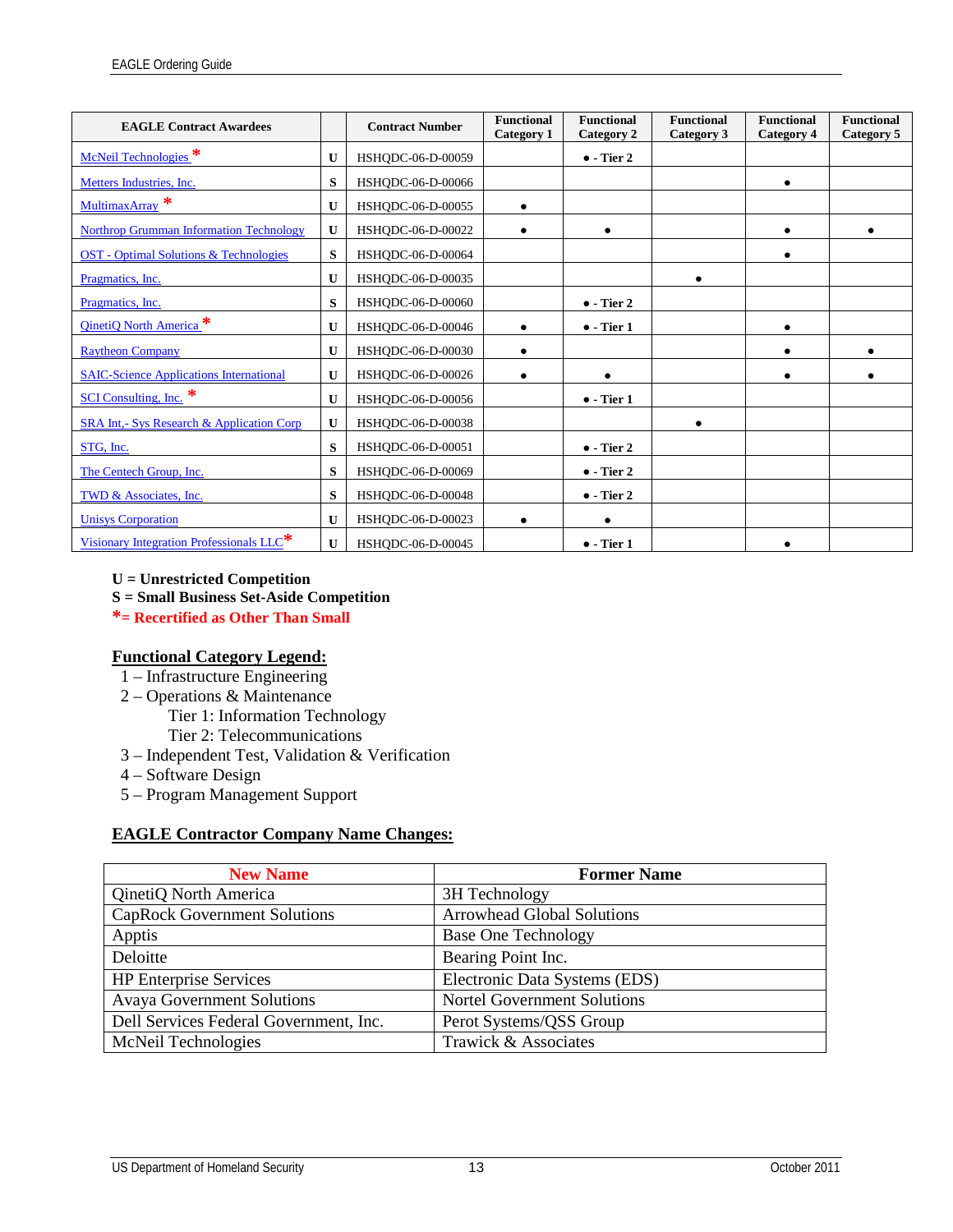| EAGLE Contract Awardees | | Contract Number | Functional Category 1 | Functional Category 2 | Functional Category 3 | Functional Category 4 | Functional Category 5 |
|---|---|---|---|---|---|---|---|
| McNeil Technologies * | U | HSHQDC-06-D-00059 | | • - Tier 2 | | | |
| Metters Industries, Inc. | S | HSHQDC-06-D-00066 | | | | • | |
| MultimaxArray * | U | HSHQDC-06-D-00055 | • | | | | |
| Northrop Grumman Information Technology | U | HSHQDC-06-D-00022 | • | • | | • | • |
| OST - Optimal Solutions & Technologies | S | HSHQDC-06-D-00064 | | | | • | |
| Pragmatics, Inc. | U | HSHQDC-06-D-00035 | | | • | | |
| Pragmatics, Inc. | S | HSHQDC-06-D-00060 | | • - Tier 2 | | | |
| QinetiQ North America * | U | HSHQDC-06-D-00046 | • | • - Tier 1 | | • | |
| Raytheon Company | U | HSHQDC-06-D-00030 | • | | | • | • |
| SAIC-Science Applications International | U | HSHQDC-06-D-00026 | • | • | | • | • |
| SCI Consulting, Inc. * | U | HSHQDC-06-D-00056 | | • - Tier 1 | | | |
| SRA Int,- Sys Research & Application Corp | U | HSHQDC-06-D-00038 | | | • | | |
| STG, Inc. | S | HSHQDC-06-D-00051 | | • - Tier 2 | | | |
| The Centech Group, Inc. | S | HSHQDC-06-D-00069 | | • - Tier 2 | | | |
| TWD & Associates, Inc. | S | HSHQDC-06-D-00048 | | • - Tier 2 | | | |
| Unisys Corporation | U | HSHQDC-06-D-00023 | • | • | | | |
| Visionary Integration Professionals LLC* | U | HSHQDC-06-D-00045 | | • - Tier 1 | | • | |

**U = Unrestricted Competition**
**S = Small Business Set-Aside Competition**
***= Recertified as Other Than Small**

**Functional Category Legend:**

1 – Infrastructure Engineering
2 – Operations & Maintenance
  Tier 1: Information Technology
  Tier 2: Telecommunications
3 – Independent Test, Validation & Verification
4 – Software Design
5 – Program Management Support

**EAGLE Contractor Company Name Changes:**

| New Name | Former Name |
|---|---|
| QinetiQ North America | 3H Technology |
| CapRock Government Solutions | Arrowhead Global Solutions |
| Apptis | Base One Technology |
| Deloitte | Bearing Point Inc. |
| HP Enterprise Services | Electronic Data Systems (EDS) |
| Avaya Government Solutions | Nortel Government Solutions |
| Dell Services Federal Government, Inc. | Perot Systems/QSS Group |
| McNeil Technologies | Trawick & Associates |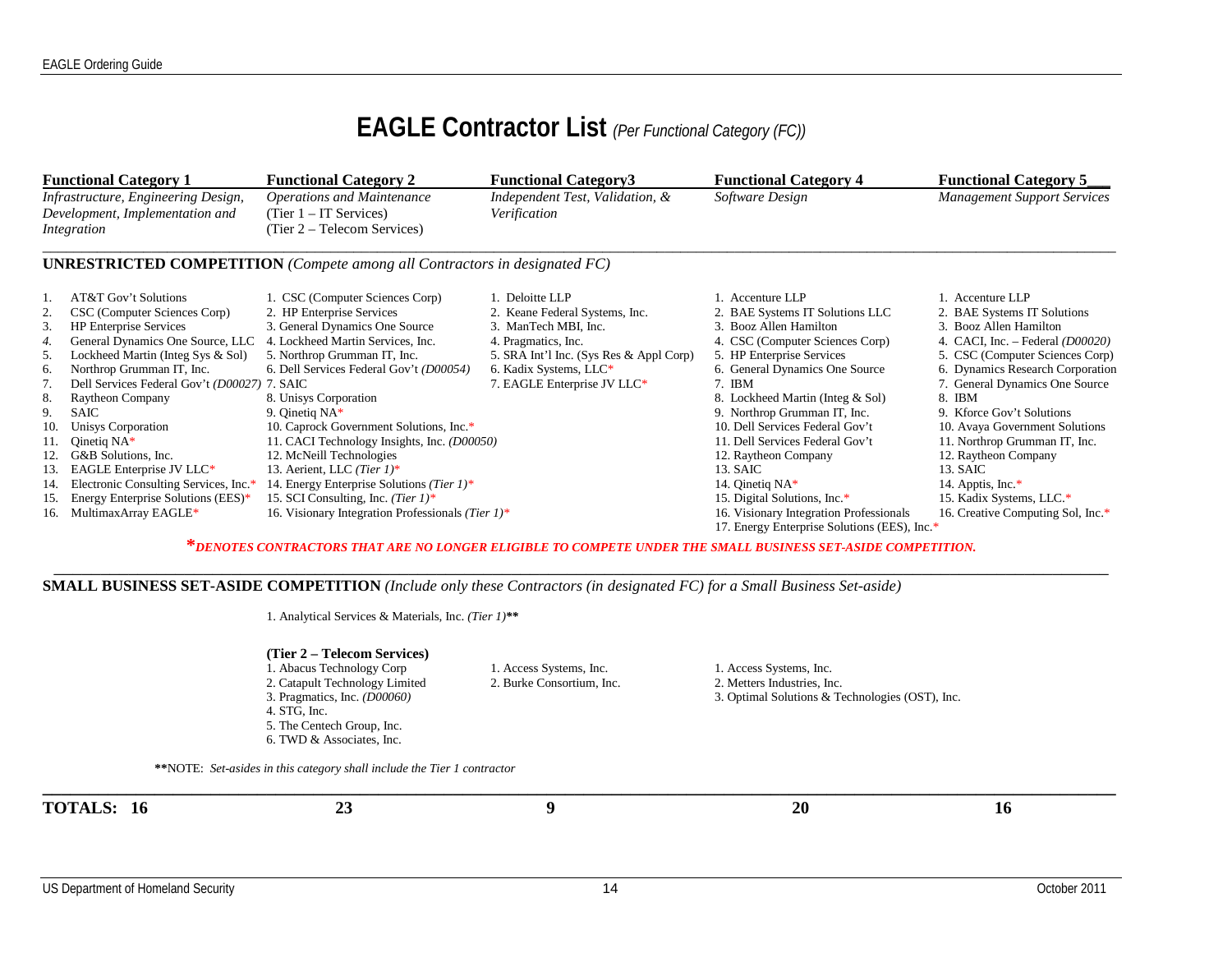# EAGLE Contractor List *(Per Functional Category (FC))*

| **Functional Category 1** | **Functional Category 2** | **Functional Category3** | **Functional Category 4** | **Functional Category 5** |
|---|---|---|---|---|
| *Infrastructure, Engineering Design, Development, Implementation and Integration* | *Operations and Maintenance* (Tier 1 – IT Services) (Tier 2 – Telecom Services) | *Independent Test, Validation, & Verification* | *Software Design* | *Management Support Services* |

## UNRESTRICTED COMPETITION *(Compete among all Contractors in designated FC)*

| Functional Category 1 | Functional Category 2 | Functional Category 3 | Functional Category 4 | Functional Category 5 |
|---|---|---|---|---|
| 1. AT&T Gov't Solutions | 1. CSC (Computer Sciences Corp) | 1. Deloitte LLP | 1. Accenture LLP | 1. Accenture LLP |
| 2. CSC (Computer Sciences Corp) | 2. HP Enterprise Services | 2. Keane Federal Systems, Inc. | 2. BAE Systems IT Solutions LLC | 2. BAE Systems IT Solutions |
| 3. HP Enterprise Services | 3. General Dynamics One Source | 3. ManTech MBI, Inc. | 3. Booz Allen Hamilton | 3. Booz Allen Hamilton |
| 4. General Dynamics One Source, LLC | 4. Lockheed Martin Services, Inc. | 4. Pragmatics, Inc. | 4. CSC (Computer Sciences Corp) | 4. CACI, Inc. – Federal *(D00020)* |
| 5. Lockheed Martin (Integ Sys & Sol) | 5. Northrop Grumman IT, Inc. | 5. SRA Int'l Inc. (Sys Res & Appl Corp) | 5. HP Enterprise Services | 5. CSC (Computer Sciences Corp) |
| 6. Northrop Grumman IT, Inc. | 6. Dell Services Federal Gov't *(D00054)* | 6. Kadix Systems, LLC* | 6. General Dynamics One Source | 6. Dynamics Research Corporation |
| 7. Dell Services Federal Gov't *(D00027)* | 7. SAIC | 7. EAGLE Enterprise JV LLC* | 7. IBM | 7. General Dynamics One Source |
| 8. Raytheon Company | 8. Unisys Corporation | | 8. Lockheed Martin (Integ & Sol) | 8. IBM |
| 9. SAIC | 9. Qinetiq NA* | | 9. Northrop Grumman IT, Inc. | 9. Kforce Gov't Solutions |
| 10. Unisys Corporation | 10. Caprock Government Solutions, Inc.* | | 10. Dell Services Federal Gov't | 10. Avaya Government Solutions |
| 11. Qinetiq NA* | 11. CACI Technology Insights, Inc. *(D00050)* | | 11. Dell Services Federal Gov't | 11. Northrop Grumman IT, Inc. |
| 12. G&B Solutions, Inc. | 12. McNeill Technologies | | 12. Raytheon Company | 12. Raytheon Company |
| 13. EAGLE Enterprise JV LLC* | 13. Aerient, LLC *(Tier 1)** | | 13. SAIC | 13. SAIC |
| 14. Electronic Consulting Services, Inc.* | 14. Energy Enterprise Solutions *(Tier 1)** | | 14. Qinetiq NA* | 14. Apptis, Inc.* |
| 15. Energy Enterprise Solutions (EES)* | 15. SCI Consulting, Inc. *(Tier 1)** | | 15. Digital Solutions, Inc.* | 15. Kadix Systems, LLC.* |
| 16. MultimaxArray EAGLE* | 16. Visionary Integration Professionals *(Tier 1)** | | 16. Visionary Integration Professionals | 16. Creative Computing Sol, Inc.* |
| | | | 17. Energy Enterprise Solutions (EES), Inc.* | |

***DENOTES CONTRACTORS THAT ARE NO LONGER ELIGIBLE TO COMPETE UNDER THE SMALL BUSINESS SET-ASIDE COMPETITION.***

## SMALL BUSINESS SET-ASIDE COMPETITION *(Include only these Contractors (in designated FC) for a Small Business Set-aside)*

| Functional Category 1 | Functional Category 2 | Functional Category 3 | Functional Category 4 | Functional Category 5 |
|---|---|---|---|---|
| | 1. Analytical Services & Materials, Inc. *(Tier 1)*** | | | |
| | **(Tier 2 – Telecom Services)** | | | |
| | 1. Abacus Technology Corp | 1. Access Systems, Inc. | 1. Access Systems, Inc. | |
| | 2. Catapult Technology Limited | 2. Burke Consortium, Inc. | 2. Metters Industries, Inc. | |
| | 3. Pragmatics, Inc. *(D00060)* | | 3. Optimal Solutions & Technologies (OST), Inc. | |
| | 4. STG, Inc. | | | |
| | 5. The Centech Group, Inc. | | | |
| | 6. TWD & Associates, Inc. | | | |

**NOTE: *Set-asides in this category shall include the Tier 1 contractor*

| | Functional Category 1 | Functional Category 2 | Functional Category 3 | Functional Category 4 | Functional Category 5 |
|---|---|---|---|---|---|
| **TOTALS:** | **16** | **23** | **9** | **20** | **16** |